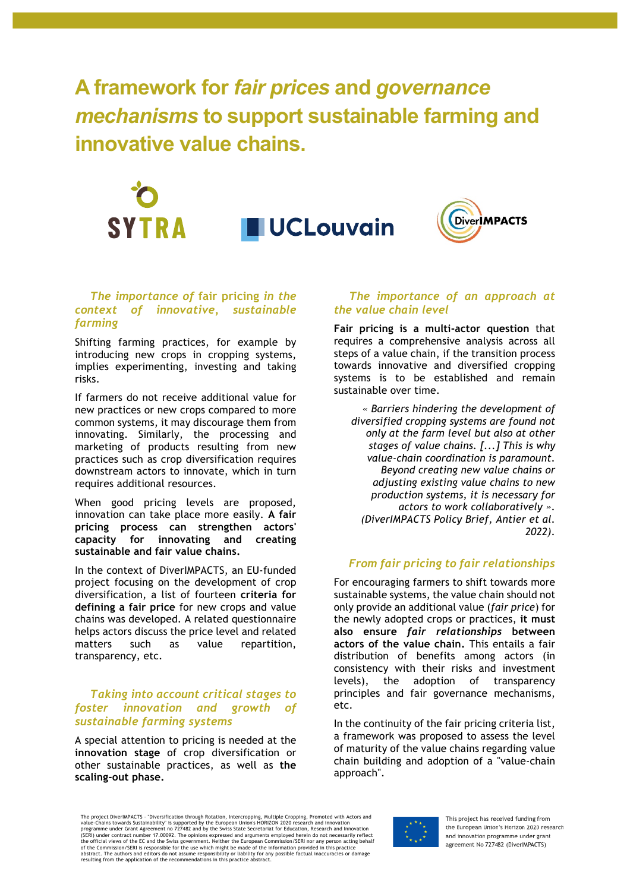# A framework for *fair prices* and *governance mechanisms* to support sustainable farming and innovative value chains.

SYTRA UCLouvain DiverIMPACTS

### *The importance of* fair pricing *in the context of innovative, sustainable farming*

Shifting farming practices, for example by introducing new crops in cropping systems, implies experimenting, investing and taking risks.

If farmers do not receive additional value for new practices or new crops compared to more common systems, it may discourage them from innovating. Similarly, the processing and marketing of products resulting from new practices such as crop diversification requires downstream actors to innovate, which in turn requires additional resources.

When good pricing levels are proposed, innovation can take place more easily. **A fair pricing process can strengthen actors' capacity for innovating and creating sustainable and fair value chains.**

In the context of DiverIMPACTS, an EU-funded project focusing on the development of crop diversification, a list of fourteen **criteria for defining a fair price** for new crops and value chains was developed. A related questionnaire helps actors discuss the price level and related matters such as value repartition, transparency, etc.

### *Taking into account critical stages to foster innovation and growth of sustainable farming systems*

A special attention to pricing is needed at the **innovation stage** of crop diversification or other sustainable practices, as well as **the scaling-out phase.**

### *The importance of an approach at the value chain level*

**Fair pricing is a multi-actor question** that requires a comprehensive analysis across all steps of a value chain, if the transition process towards innovative and diversified cropping systems is to be established and remain sustainable over time.

> *« Barriers hindering the development of diversified cropping systems are found not only at the farm level but also at other stages of value chains. [...] This is why value-chain coordination is paramount. Beyond creating new value chains or adjusting existing value chains to new production systems, it is necessary for actors to work collaboratively ». (DiverIMPACTS Policy Brief, Antier et al. 2022).*

### *From fair pricing to fair relationships*

For encouraging farmers to shift towards more sustainable systems, the value chain should not only provide an additional value (*fair price*) for the newly adopted crops or practices, **it must also ensure *fair relationships* between actors of the value chain.** This entails a fair distribution of benefits among actors (in consistency with their risks and investment levels), the adoption of transparency principles and fair governance mechanisms, etc.

In the continuity of the fair pricing criteria list, a framework was proposed to assess the level of maturity of the value chains regarding value chain building and adoption of a "value-chain approach".

The project DiverIMPACTS - "Diversification through Rotation, Intercropping, Multiple Cropping, Promoted with Actors and value-Chains towards Sustainability" is supported by the European Union's HORIZON 2020 research and innovation programme under Grant Agreement no 727482 and by the Swiss State Secretariat for Education, Research and Innovation (SERI) under contract number 17.00092. The opinions expressed and arguments employed herein do not necessarily reflect the official views of the EC and the Swiss government. Neither the European Commission/SERI nor any person acting behalf of the Commission/SERI is responsible for the use which might be made of the information provided in this practice abstract. The authors and editors do not assume responsibility or liability for any possible factual inaccuracies or damage resulting from the application of the recommendations in this practice abstract.

This project has received funding from the European Union's Horizon 2020 research and innovation programme under grant agreement No 727482 (DiverIMPACTS)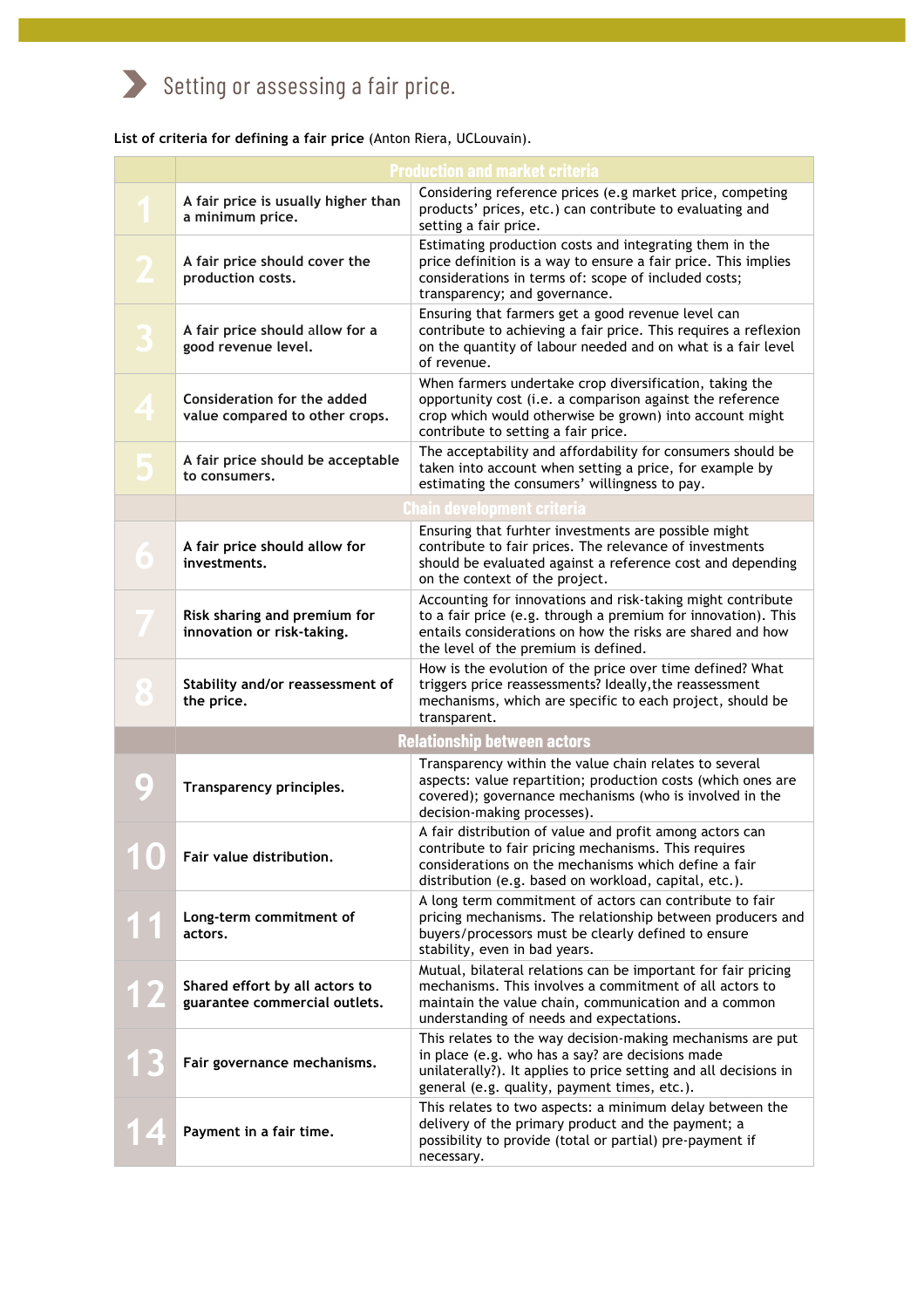## Setting or assessing a fair price.

**List of criteria for defining a fair price** (Anton Riera, UCLouvain).

| | Production and market criteria | |
|---|---|---|
| 1 | **A fair price is usually higher than a minimum price.** | Considering reference prices (e.g market price, competing products' prices, etc.) can contribute to evaluating and setting a fair price. |
| 2 | **A fair price should cover the production costs.** | Estimating production costs and integrating them in the price definition is a way to ensure a fair price. This implies considerations in terms of: scope of included costs; transparency; and governance. |
| 3 | **A fair price should allow for a good revenue level.** | Ensuring that farmers get a good revenue level can contribute to achieving a fair price. This requires a reflexion on the quantity of labour needed and on what is a fair level of revenue. |
| 4 | **Consideration for the added value compared to other crops.** | When farmers undertake crop diversification, taking the opportunity cost (i.e. a comparison against the reference crop which would otherwise be grown) into account might contribute to setting a fair price. |
| 5 | **A fair price should be acceptable to consumers.** | The acceptability and affordability for consumers should be taken into account when setting a price, for example by estimating the consumers' willingness to pay. |
| | **Chain development criteria** | |
| 6 | **A fair price should allow for investments.** | Ensuring that furhter investments are possible might contribute to fair prices. The relevance of investments should be evaluated against a reference cost and depending on the context of the project. |
| 7 | **Risk sharing and premium for innovation or risk-taking.** | Accounting for innovations and risk-taking might contribute to a fair price (e.g. through a premium for innovation). This entails considerations on how the risks are shared and how the level of the premium is defined. |
| 8 | **Stability and/or reassessment of the price.** | How is the evolution of the price over time defined? What triggers price reassessments? Ideally,the reassessment mechanisms, which are specific to each project, should be transparent. |
| | **Relationship between actors** | |
| 9 | **Transparency principles.** | Transparency within the value chain relates to several aspects: value repartition; production costs (which ones are covered); governance mechanisms (who is involved in the decision-making processes). |
| 10 | **Fair value distribution.** | A fair distribution of value and profit among actors can contribute to fair pricing mechanisms. This requires considerations on the mechanisms which define a fair distribution (e.g. based on workload, capital, etc.). |
| 11 | **Long-term commitment of actors.** | A long term commitment of actors can contribute to fair pricing mechanisms. The relationship between producers and buyers/processors must be clearly defined to ensure stability, even in bad years. |
| 12 | **Shared effort by all actors to guarantee commercial outlets.** | Mutual, bilateral relations can be important for fair pricing mechanisms. This involves a commitment of all actors to maintain the value chain, communication and a common understanding of needs and expectations. |
| 13 | **Fair governance mechanisms.** | This relates to the way decision-making mechanisms are put in place (e.g. who has a say? are decisions made unilaterally?). It applies to price setting and all decisions in general (e.g. quality, payment times, etc.). |
| 14 | **Payment in a fair time.** | This relates to two aspects: a minimum delay between the delivery of the primary product and the payment; a possibility to provide (total or partial) pre-payment if necessary. |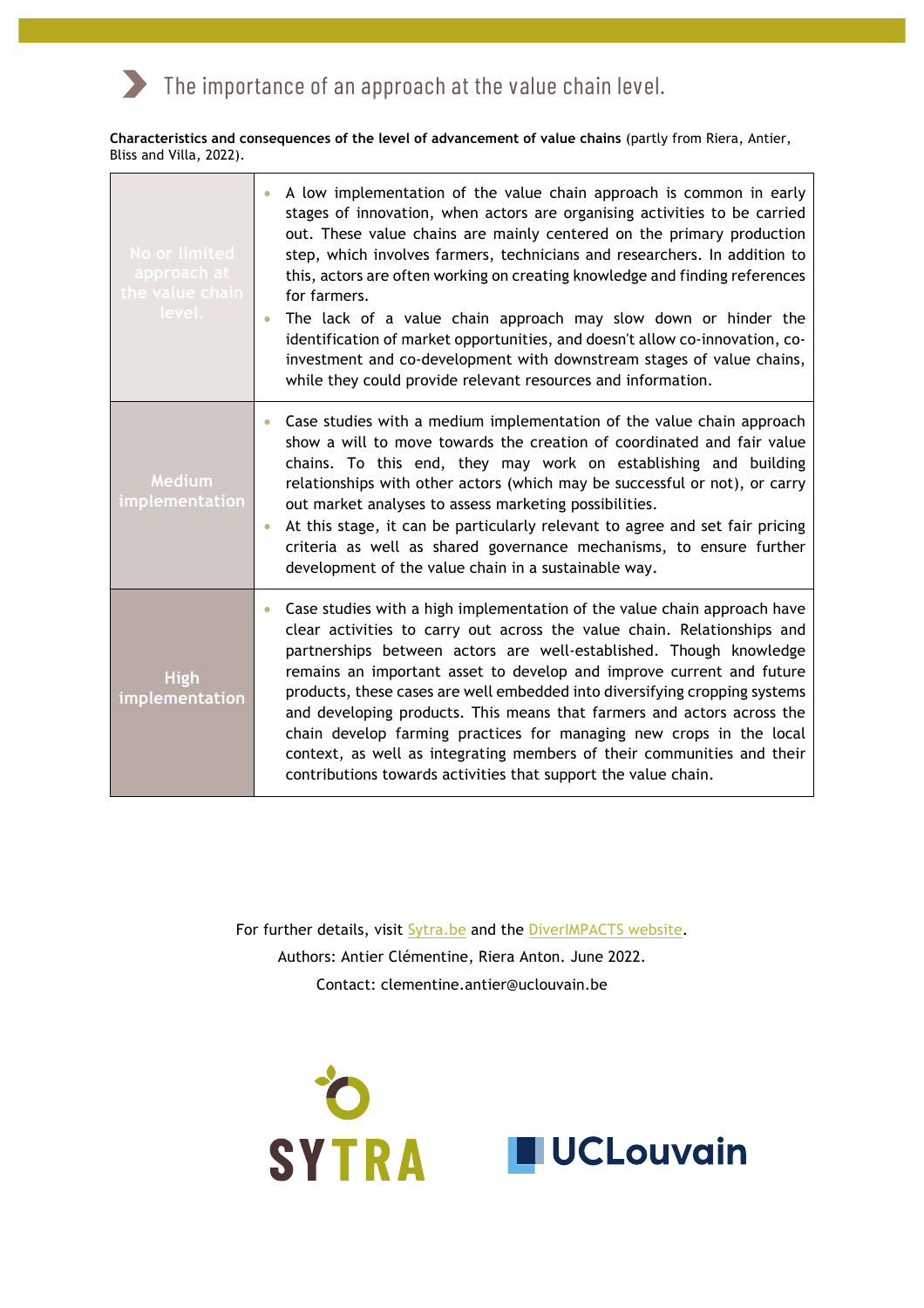## The importance of an approach at the value chain level.

**Characteristics and consequences of the level of advancement of value chains** (partly from Riera, Antier, Bliss and Villa, 2022).

| | |
|---|---|
| No or limited approach at the value chain level. | • A low implementation of the value chain approach is common in early stages of innovation, when actors are organising activities to be carried out. These value chains are mainly centered on the primary production step, which involves farmers, technicians and researchers. In addition to this, actors are often working on creating knowledge and finding references for farmers.<br>• The lack of a value chain approach may slow down or hinder the identification of market opportunities, and doesn't allow co-innovation, co-investment and co-development with downstream stages of value chains, while they could provide relevant resources and information. |
| Medium implementation | • Case studies with a medium implementation of the value chain approach show a will to move towards the creation of coordinated and fair value chains. To this end, they may work on establishing and building relationships with other actors (which may be successful or not), or carry out market analyses to assess marketing possibilities.<br>• At this stage, it can be particularly relevant to agree and set fair pricing criteria as well as shared governance mechanisms, to ensure further development of the value chain in a sustainable way. |
| High implementation | • Case studies with a high implementation of the value chain approach have clear activities to carry out across the value chain. Relationships and partnerships between actors are well-established. Though knowledge remains an important asset to develop and improve current and future products, these cases are well embedded into diversifying cropping systems and developing products. This means that farmers and actors across the chain develop farming practices for managing new crops in the local context, as well as integrating members of their communities and their contributions towards activities that support the value chain. |

For further details, visit Sytra.be and the DiverIMPACTS website.

Authors: Antier Clémentine, Riera Anton. June 2022.

Contact: clementine.antier@uclouvain.be

SYTRA

UCLouvain